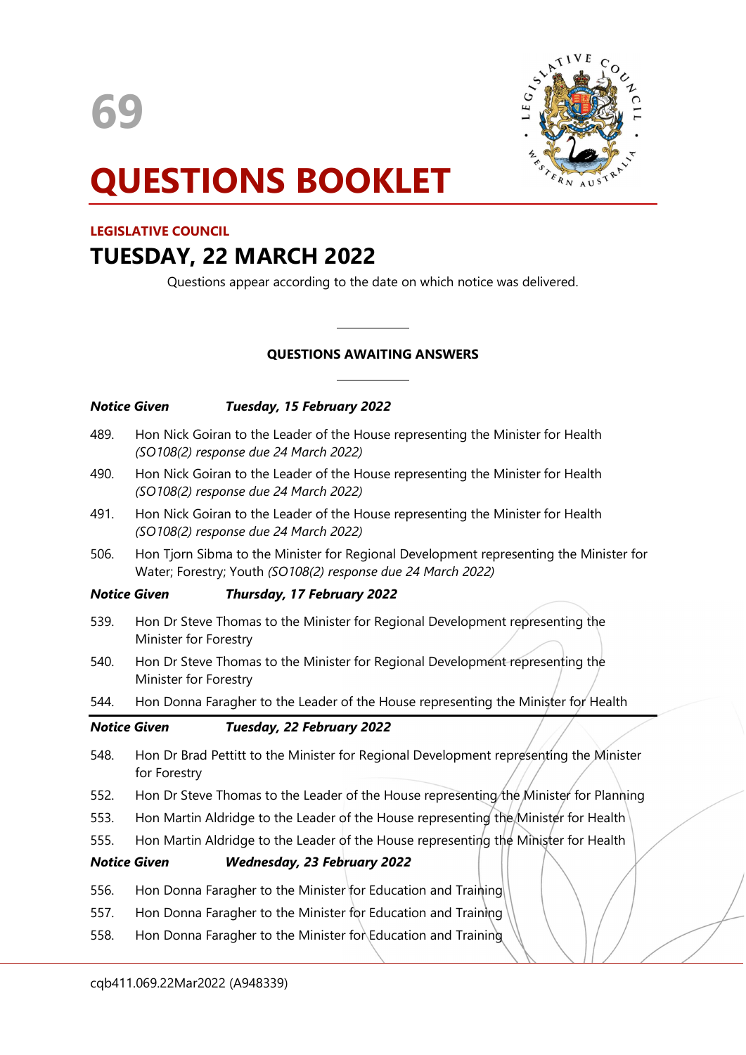69

# QUESTIONS BOOKLET

**LEGISLATIVE COUNCIL**

## TUESDAY, 22 MARCH 2022

Questions appear according to the date on which notice was delivered.

---

**QUESTIONS AWAITING ANSWERS**

---

***Notice Given Tuesday, 15 February 2022***

489. Hon Nick Goiran to the Leader of the House representing the Minister for Health *(SO108(2) response due 24 March 2022)*

490. Hon Nick Goiran to the Leader of the House representing the Minister for Health *(SO108(2) response due 24 March 2022)*

491. Hon Nick Goiran to the Leader of the House representing the Minister for Health *(SO108(2) response due 24 March 2022)*

506. Hon Tjorn Sibma to the Minister for Regional Development representing the Minister for Water; Forestry; Youth *(SO108(2) response due 24 March 2022)*

***Notice Given Thursday, 17 February 2022***

539. Hon Dr Steve Thomas to the Minister for Regional Development representing the Minister for Forestry

540. Hon Dr Steve Thomas to the Minister for Regional Development representing the Minister for Forestry

544. Hon Donna Faragher to the Leader of the House representing the Minister for Health

***Notice Given Tuesday, 22 February 2022***

548. Hon Dr Brad Pettitt to the Minister for Regional Development representing the Minister for Forestry

552. Hon Dr Steve Thomas to the Leader of the House representing the Minister for Planning

553. Hon Martin Aldridge to the Leader of the House representing the Minister for Health

555. Hon Martin Aldridge to the Leader of the House representing the Minister for Health

***Notice Given Wednesday, 23 February 2022***

556. Hon Donna Faragher to the Minister for Education and Training

557. Hon Donna Faragher to the Minister for Education and Training

558. Hon Donna Faragher to the Minister for Education and Training

cqb411.069.22Mar2022 (A948339)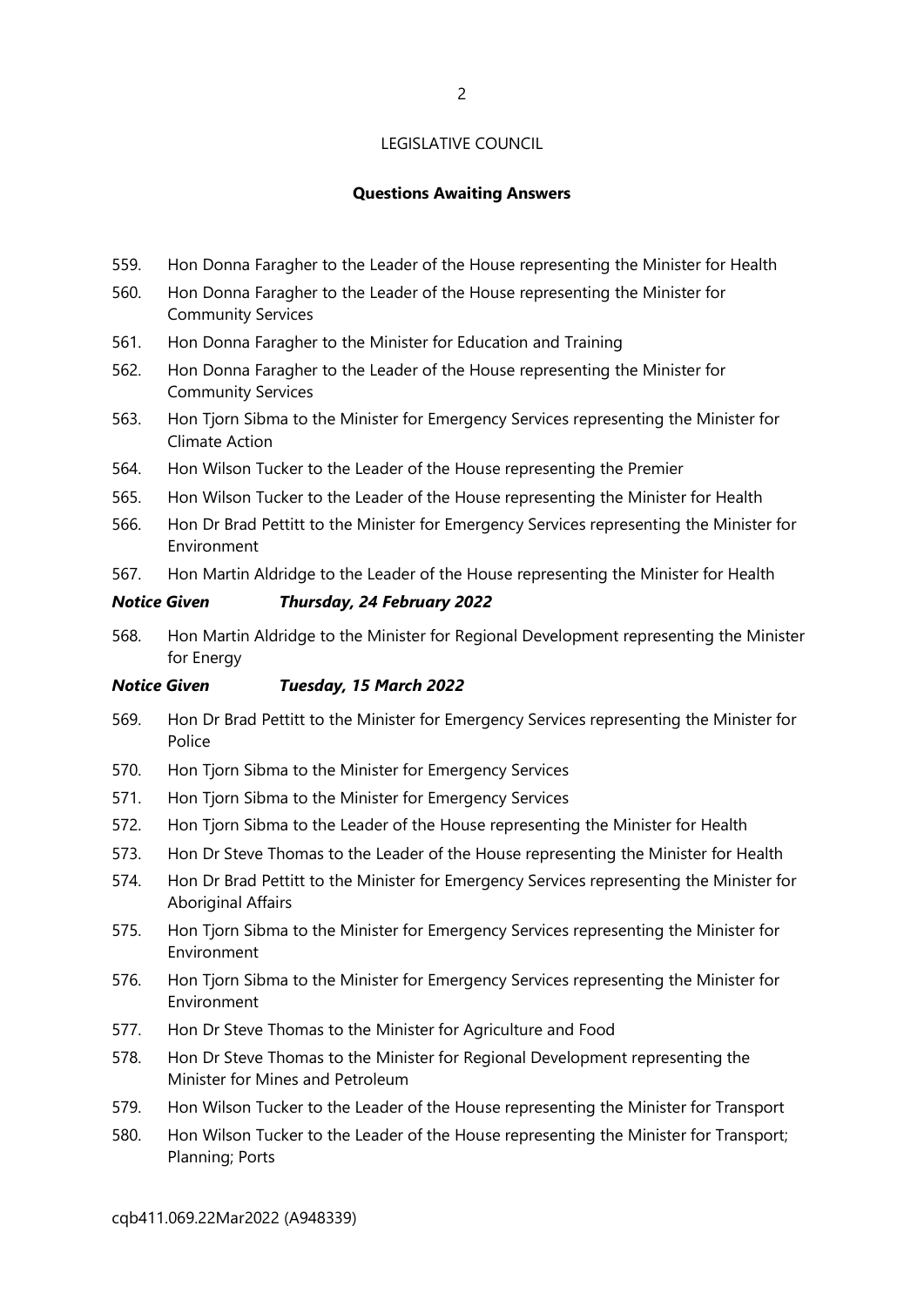LEGISLATIVE COUNCIL

**Questions Awaiting Answers**

559. Hon Donna Faragher to the Leader of the House representing the Minister for Health
560. Hon Donna Faragher to the Leader of the House representing the Minister for Community Services
561. Hon Donna Faragher to the Minister for Education and Training
562. Hon Donna Faragher to the Leader of the House representing the Minister for Community Services
563. Hon Tjorn Sibma to the Minister for Emergency Services representing the Minister for Climate Action
564. Hon Wilson Tucker to the Leader of the House representing the Premier
565. Hon Wilson Tucker to the Leader of the House representing the Minister for Health
566. Hon Dr Brad Pettitt to the Minister for Emergency Services representing the Minister for Environment
567. Hon Martin Aldridge to the Leader of the House representing the Minister for Health

***Notice Given Thursday, 24 February 2022***

568. Hon Martin Aldridge to the Minister for Regional Development representing the Minister for Energy

***Notice Given Tuesday, 15 March 2022***

569. Hon Dr Brad Pettitt to the Minister for Emergency Services representing the Minister for Police
570. Hon Tjorn Sibma to the Minister for Emergency Services
571. Hon Tjorn Sibma to the Minister for Emergency Services
572. Hon Tjorn Sibma to the Leader of the House representing the Minister for Health
573. Hon Dr Steve Thomas to the Leader of the House representing the Minister for Health
574. Hon Dr Brad Pettitt to the Minister for Emergency Services representing the Minister for Aboriginal Affairs
575. Hon Tjorn Sibma to the Minister for Emergency Services representing the Minister for Environment
576. Hon Tjorn Sibma to the Minister for Emergency Services representing the Minister for Environment
577. Hon Dr Steve Thomas to the Minister for Agriculture and Food
578. Hon Dr Steve Thomas to the Minister for Regional Development representing the Minister for Mines and Petroleum
579. Hon Wilson Tucker to the Leader of the House representing the Minister for Transport
580. Hon Wilson Tucker to the Leader of the House representing the Minister for Transport; Planning; Ports

cqb411.069.22Mar2022 (A948339)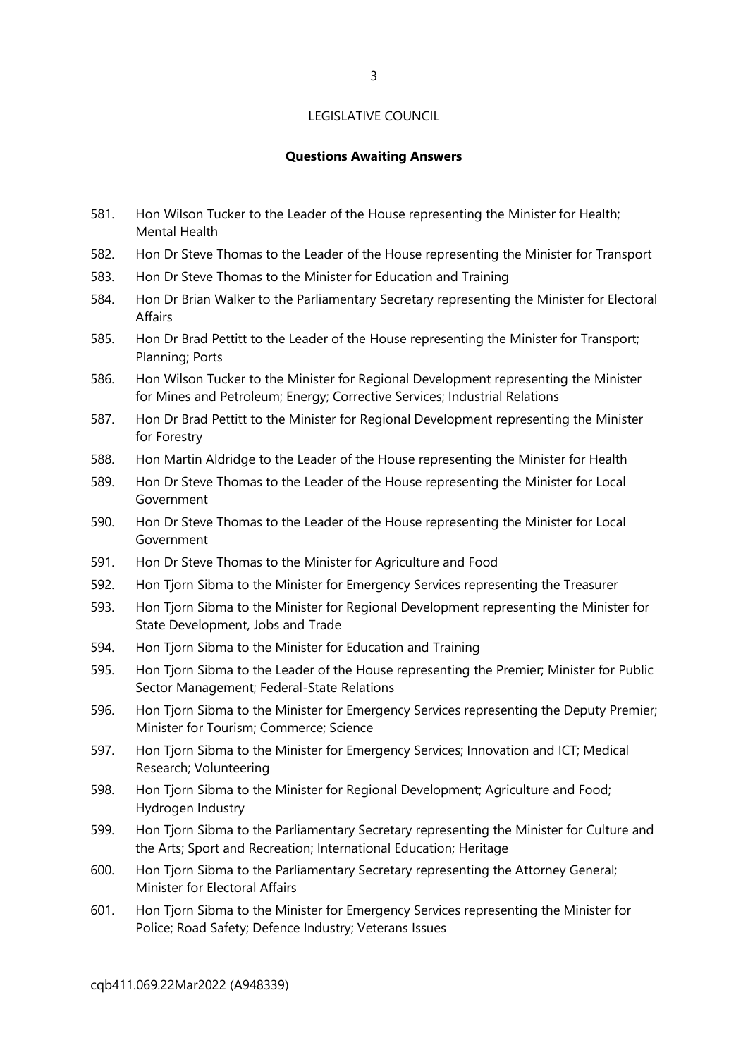LEGISLATIVE COUNCIL

**Questions Awaiting Answers**

581. Hon Wilson Tucker to the Leader of the House representing the Minister for Health; Mental Health
582. Hon Dr Steve Thomas to the Leader of the House representing the Minister for Transport
583. Hon Dr Steve Thomas to the Minister for Education and Training
584. Hon Dr Brian Walker to the Parliamentary Secretary representing the Minister for Electoral Affairs
585. Hon Dr Brad Pettitt to the Leader of the House representing the Minister for Transport; Planning; Ports
586. Hon Wilson Tucker to the Minister for Regional Development representing the Minister for Mines and Petroleum; Energy; Corrective Services; Industrial Relations
587. Hon Dr Brad Pettitt to the Minister for Regional Development representing the Minister for Forestry
588. Hon Martin Aldridge to the Leader of the House representing the Minister for Health
589. Hon Dr Steve Thomas to the Leader of the House representing the Minister for Local Government
590. Hon Dr Steve Thomas to the Leader of the House representing the Minister for Local Government
591. Hon Dr Steve Thomas to the Minister for Agriculture and Food
592. Hon Tjorn Sibma to the Minister for Emergency Services representing the Treasurer
593. Hon Tjorn Sibma to the Minister for Regional Development representing the Minister for State Development, Jobs and Trade
594. Hon Tjorn Sibma to the Minister for Education and Training
595. Hon Tjorn Sibma to the Leader of the House representing the Premier; Minister for Public Sector Management; Federal-State Relations
596. Hon Tjorn Sibma to the Minister for Emergency Services representing the Deputy Premier; Minister for Tourism; Commerce; Science
597. Hon Tjorn Sibma to the Minister for Emergency Services; Innovation and ICT; Medical Research; Volunteering
598. Hon Tjorn Sibma to the Minister for Regional Development; Agriculture and Food; Hydrogen Industry
599. Hon Tjorn Sibma to the Parliamentary Secretary representing the Minister for Culture and the Arts; Sport and Recreation; International Education; Heritage
600. Hon Tjorn Sibma to the Parliamentary Secretary representing the Attorney General; Minister for Electoral Affairs
601. Hon Tjorn Sibma to the Minister for Emergency Services representing the Minister for Police; Road Safety; Defence Industry; Veterans Issues

cqb411.069.22Mar2022 (A948339)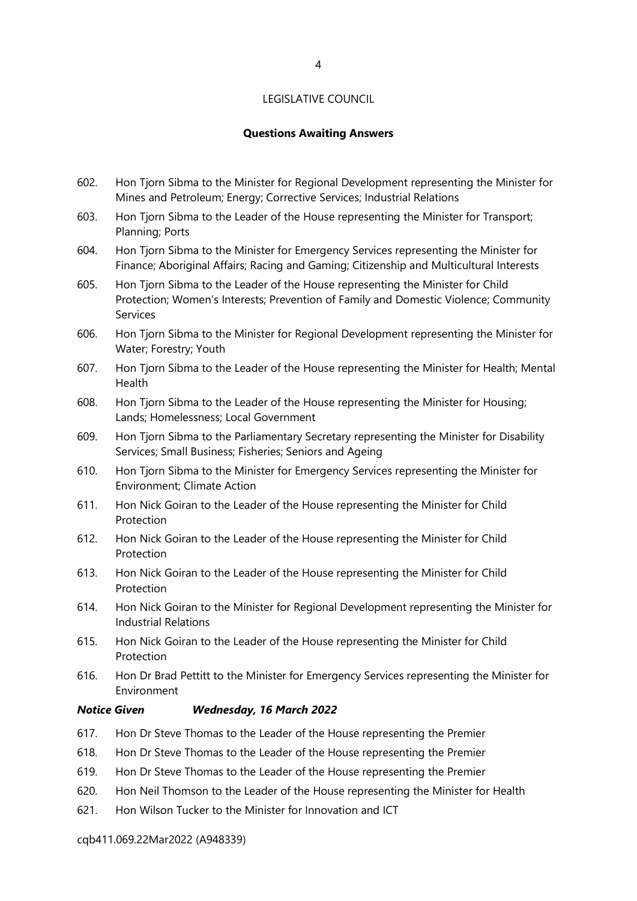LEGISLATIVE COUNCIL

**Questions Awaiting Answers**

602. Hon Tjorn Sibma to the Minister for Regional Development representing the Minister for Mines and Petroleum; Energy; Corrective Services; Industrial Relations
603. Hon Tjorn Sibma to the Leader of the House representing the Minister for Transport; Planning; Ports
604. Hon Tjorn Sibma to the Minister for Emergency Services representing the Minister for Finance; Aboriginal Affairs; Racing and Gaming; Citizenship and Multicultural Interests
605. Hon Tjorn Sibma to the Leader of the House representing the Minister for Child Protection; Women's Interests; Prevention of Family and Domestic Violence; Community Services
606. Hon Tjorn Sibma to the Minister for Regional Development representing the Minister for Water; Forestry; Youth
607. Hon Tjorn Sibma to the Leader of the House representing the Minister for Health; Mental Health
608. Hon Tjorn Sibma to the Leader of the House representing the Minister for Housing; Lands; Homelessness; Local Government
609. Hon Tjorn Sibma to the Parliamentary Secretary representing the Minister for Disability Services; Small Business; Fisheries; Seniors and Ageing
610. Hon Tjorn Sibma to the Minister for Emergency Services representing the Minister for Environment; Climate Action
611. Hon Nick Goiran to the Leader of the House representing the Minister for Child Protection
612. Hon Nick Goiran to the Leader of the House representing the Minister for Child Protection
613. Hon Nick Goiran to the Leader of the House representing the Minister for Child Protection
614. Hon Nick Goiran to the Minister for Regional Development representing the Minister for Industrial Relations
615. Hon Nick Goiran to the Leader of the House representing the Minister for Child Protection
616. Hon Dr Brad Pettitt to the Minister for Emergency Services representing the Minister for Environment

***Notice Given Wednesday, 16 March 2022***

617. Hon Dr Steve Thomas to the Leader of the House representing the Premier
618. Hon Dr Steve Thomas to the Leader of the House representing the Premier
619. Hon Dr Steve Thomas to the Leader of the House representing the Premier
620. Hon Neil Thomson to the Leader of the House representing the Minister for Health
621. Hon Wilson Tucker to the Minister for Innovation and ICT

cqb411.069.22Mar2022 (A948339)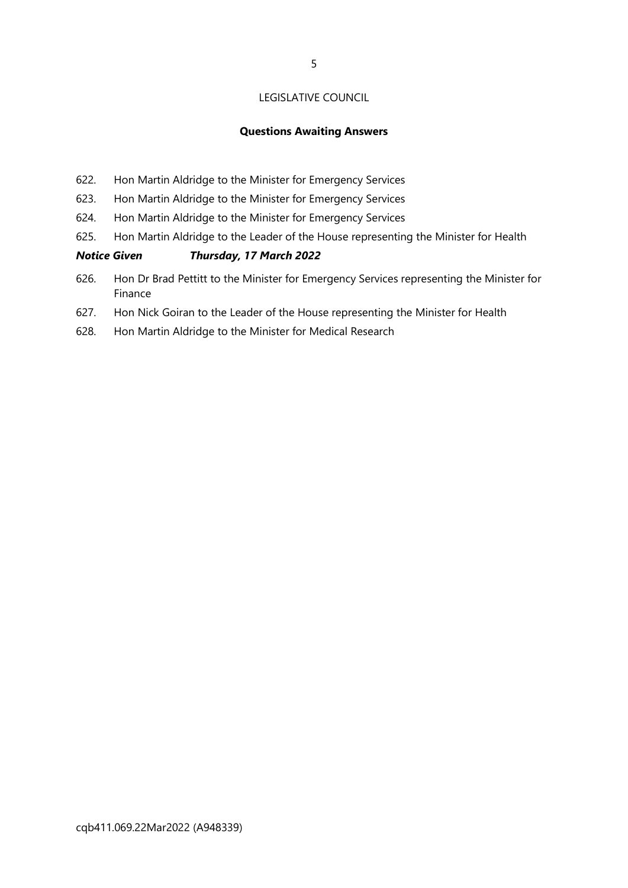LEGISLATIVE COUNCIL

**Questions Awaiting Answers**

622. Hon Martin Aldridge to the Minister for Emergency Services
623. Hon Martin Aldridge to the Minister for Emergency Services
624. Hon Martin Aldridge to the Minister for Emergency Services
625. Hon Martin Aldridge to the Leader of the House representing the Minister for Health

***Notice Given Thursday, 17 March 2022***

626. Hon Dr Brad Pettitt to the Minister for Emergency Services representing the Minister for Finance
627. Hon Nick Goiran to the Leader of the House representing the Minister for Health
628. Hon Martin Aldridge to the Minister for Medical Research

cqb411.069.22Mar2022 (A948339)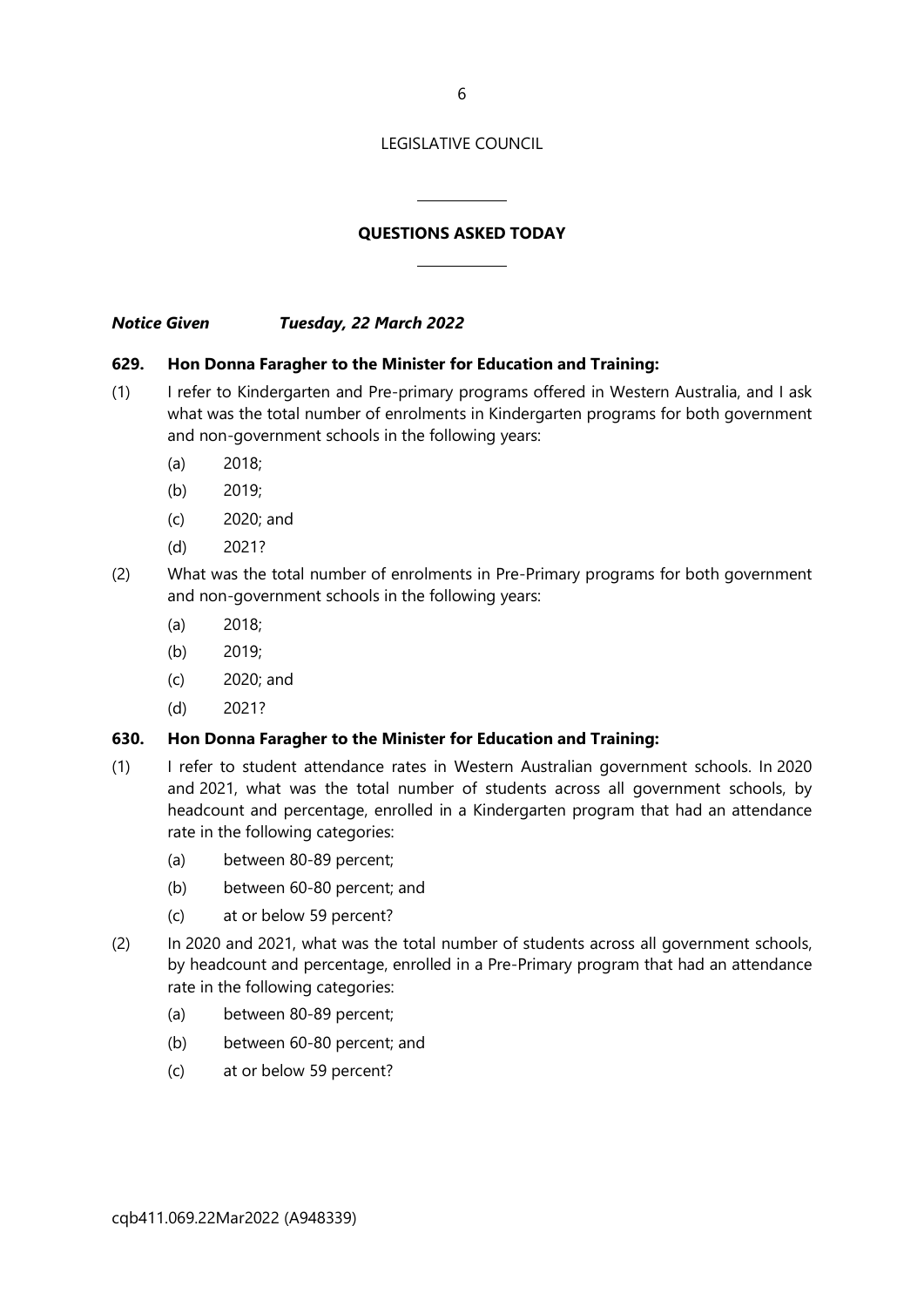LEGISLATIVE COUNCIL

## QUESTIONS ASKED TODAY

***Notice Given Tuesday, 22 March 2022***

**629. Hon Donna Faragher to the Minister for Education and Training:**

(1) I refer to Kindergarten and Pre-primary programs offered in Western Australia, and I ask what was the total number of enrolments in Kindergarten programs for both government and non-government schools in the following years:

- (a) 2018;
- (b) 2019;
- (c) 2020; and
- (d) 2021?

(2) What was the total number of enrolments in Pre-Primary programs for both government and non-government schools in the following years:

- (a) 2018;
- (b) 2019;
- (c) 2020; and
- (d) 2021?

**630. Hon Donna Faragher to the Minister for Education and Training:**

(1) I refer to student attendance rates in Western Australian government schools. In 2020 and 2021, what was the total number of students across all government schools, by headcount and percentage, enrolled in a Kindergarten program that had an attendance rate in the following categories:

- (a) between 80-89 percent;
- (b) between 60-80 percent; and
- (c) at or below 59 percent?

(2) In 2020 and 2021, what was the total number of students across all government schools, by headcount and percentage, enrolled in a Pre-Primary program that had an attendance rate in the following categories:

- (a) between 80-89 percent;
- (b) between 60-80 percent; and
- (c) at or below 59 percent?

cqb411.069.22Mar2022 (A948339)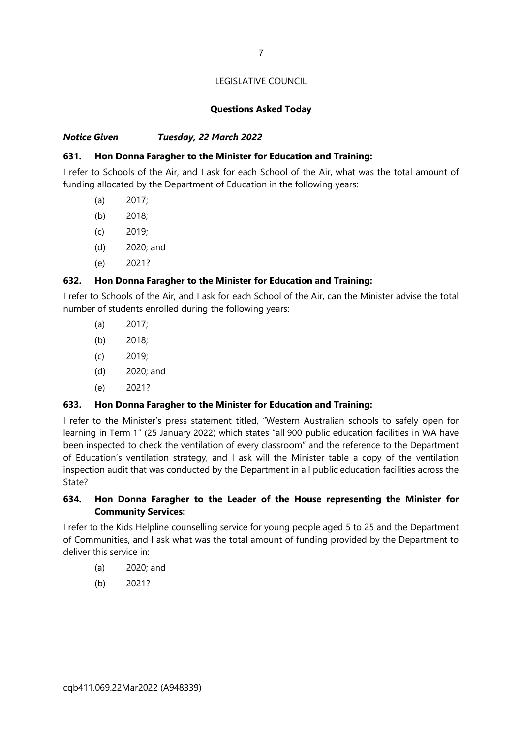LEGISLATIVE COUNCIL

**Questions Asked Today**

***Notice Given Tuesday, 22 March 2022***

**631. Hon Donna Faragher to the Minister for Education and Training:**

I refer to Schools of the Air, and I ask for each School of the Air, what was the total amount of funding allocated by the Department of Education in the following years:

- (a) 2017;
- (b) 2018;
- (c) 2019;
- (d) 2020; and
- (e) 2021?

**632. Hon Donna Faragher to the Minister for Education and Training:**

I refer to Schools of the Air, and I ask for each School of the Air, can the Minister advise the total number of students enrolled during the following years:

- (a) 2017;
- (b) 2018;
- (c) 2019;
- (d) 2020; and
- (e) 2021?

**633. Hon Donna Faragher to the Minister for Education and Training:**

I refer to the Minister's press statement titled, "Western Australian schools to safely open for learning in Term 1" (25 January 2022) which states "all 900 public education facilities in WA have been inspected to check the ventilation of every classroom" and the reference to the Department of Education's ventilation strategy, and I ask will the Minister table a copy of the ventilation inspection audit that was conducted by the Department in all public education facilities across the State?

**634. Hon Donna Faragher to the Leader of the House representing the Minister for Community Services:**

I refer to the Kids Helpline counselling service for young people aged 5 to 25 and the Department of Communities, and I ask what was the total amount of funding provided by the Department to deliver this service in:

- (a) 2020; and
- (b) 2021?

cqb411.069.22Mar2022 (A948339)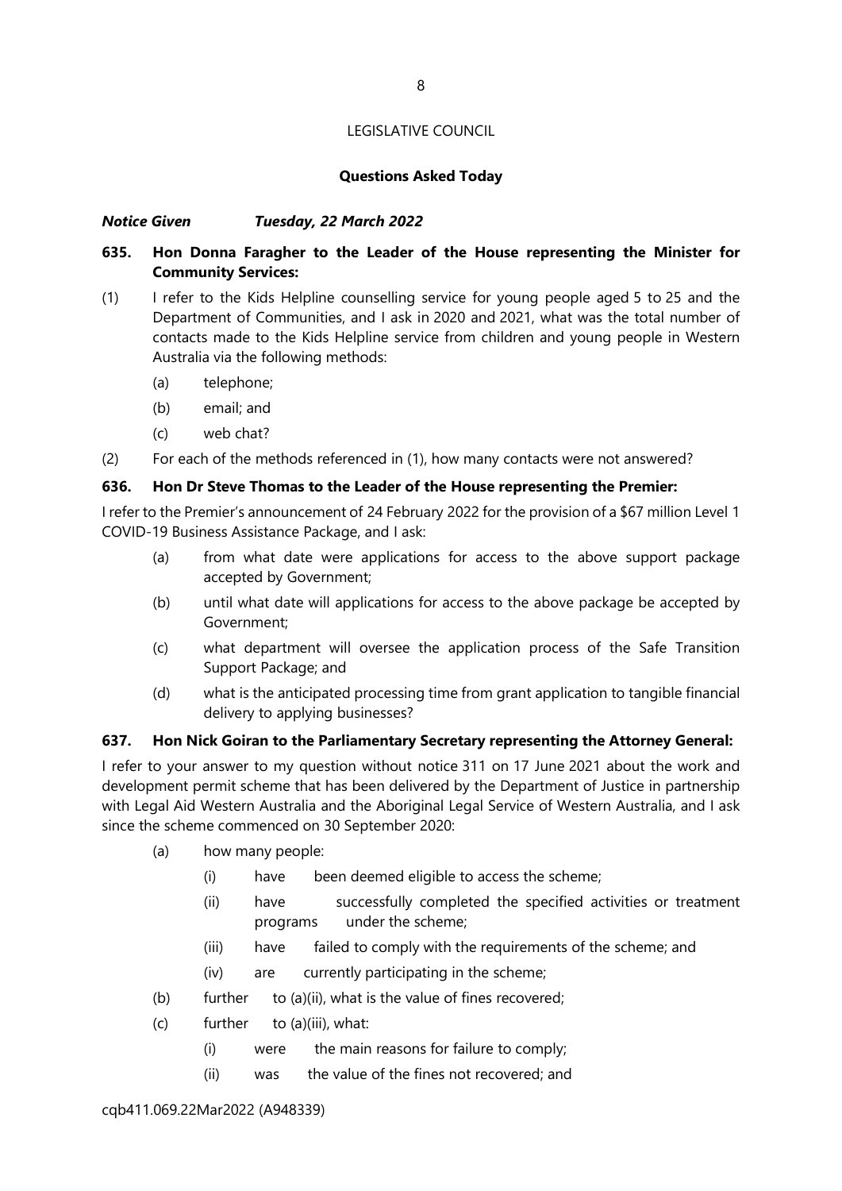LEGISLATIVE COUNCIL

**Questions Asked Today**

***Notice Given Tuesday, 22 March 2022***

**635. Hon Donna Faragher to the Leader of the House representing the Minister for Community Services:**

(1) I refer to the Kids Helpline counselling service for young people aged 5 to 25 and the Department of Communities, and I ask in 2020 and 2021, what was the total number of contacts made to the Kids Helpline service from children and young people in Western Australia via the following methods:

- (a) telephone;
- (b) email; and
- (c) web chat?

(2) For each of the methods referenced in (1), how many contacts were not answered?

**636. Hon Dr Steve Thomas to the Leader of the House representing the Premier:**

I refer to the Premier's announcement of 24 February 2022 for the provision of a $67 million Level 1 COVID-19 Business Assistance Package, and I ask:

- (a) from what date were applications for access to the above support package accepted by Government;
- (b) until what date will applications for access to the above package be accepted by Government;
- (c) what department will oversee the application process of the Safe Transition Support Package; and
- (d) what is the anticipated processing time from grant application to tangible financial delivery to applying businesses?

**637. Hon Nick Goiran to the Parliamentary Secretary representing the Attorney General:**

I refer to your answer to my question without notice 311 on 17 June 2021 about the work and development permit scheme that has been delivered by the Department of Justice in partnership with Legal Aid Western Australia and the Aboriginal Legal Service of Western Australia, and I ask since the scheme commenced on 30 September 2020:

- (a) how many people:
  - (i) have been deemed eligible to access the scheme;
  - (ii) have successfully completed the specified activities or treatment programs under the scheme;
  - (iii) have failed to comply with the requirements of the scheme; and
  - (iv) are currently participating in the scheme;
- (b) further to (a)(ii), what is the value of fines recovered;
- (c) further to (a)(iii), what:
  - (i) were the main reasons for failure to comply;
  - (ii) was the value of the fines not recovered; and

cqb411.069.22Mar2022 (A948339)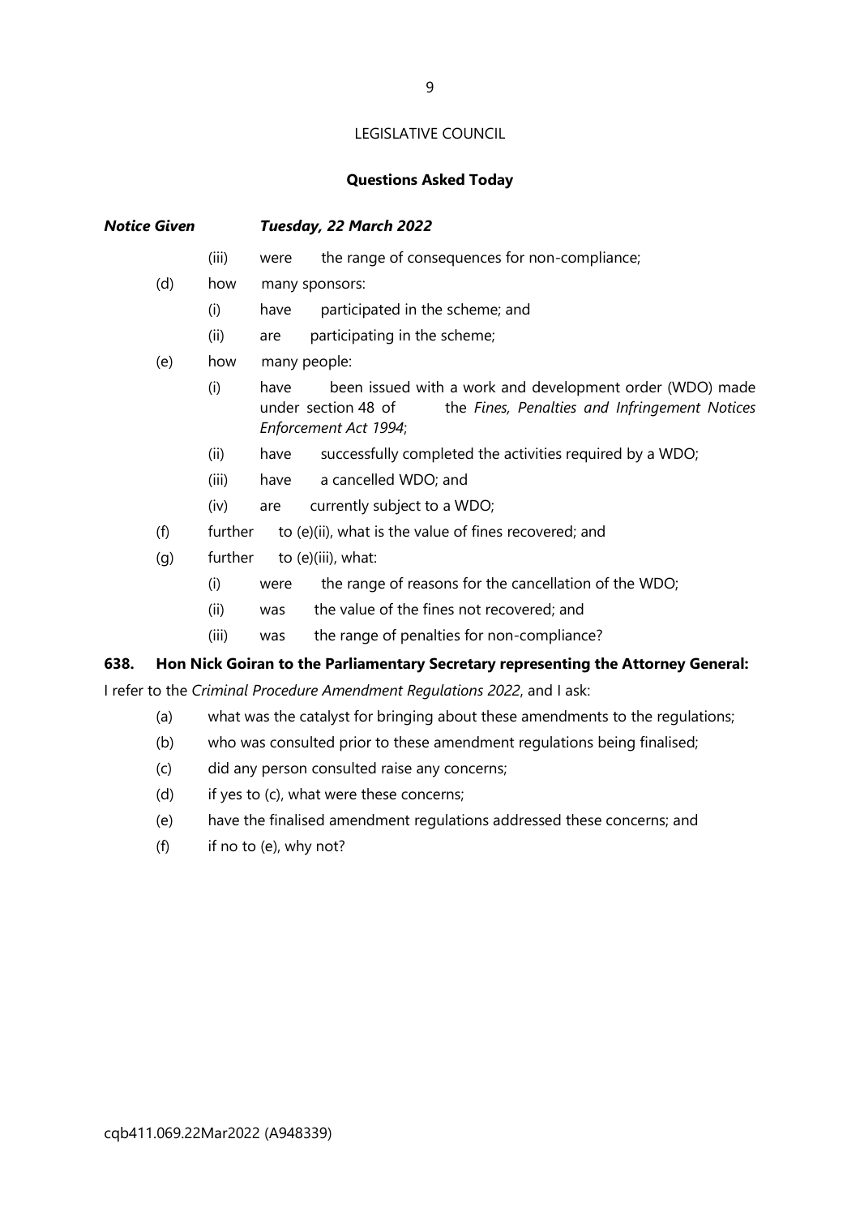LEGISLATIVE COUNCIL

**Questions Asked Today**

***Notice Given Tuesday, 22 March 2022***

- (iii) were the range of consequences for non-compliance;
- (d) how many sponsors:
  - (i) have participated in the scheme; and
  - (ii) are participating in the scheme;
- (e) how many people:
  - (i) have been issued with a work and development order (WDO) made under section 48 of the *Fines, Penalties and Infringement Notices Enforcement Act 1994*;
  - (ii) have successfully completed the activities required by a WDO;
  - (iii) have a cancelled WDO; and
  - (iv) are currently subject to a WDO;
- (f) further to (e)(ii), what is the value of fines recovered; and
- (g) further to (e)(iii), what:
  - (i) were the range of reasons for the cancellation of the WDO;
  - (ii) was the value of the fines not recovered; and
  - (iii) was the range of penalties for non-compliance?

**638. Hon Nick Goiran to the Parliamentary Secretary representing the Attorney General:**

I refer to the *Criminal Procedure Amendment Regulations 2022*, and I ask:

- (a) what was the catalyst for bringing about these amendments to the regulations;
- (b) who was consulted prior to these amendment regulations being finalised;
- (c) did any person consulted raise any concerns;
- (d) if yes to (c), what were these concerns;
- (e) have the finalised amendment regulations addressed these concerns; and
- (f) if no to (e), why not?

cqb411.069.22Mar2022 (A948339)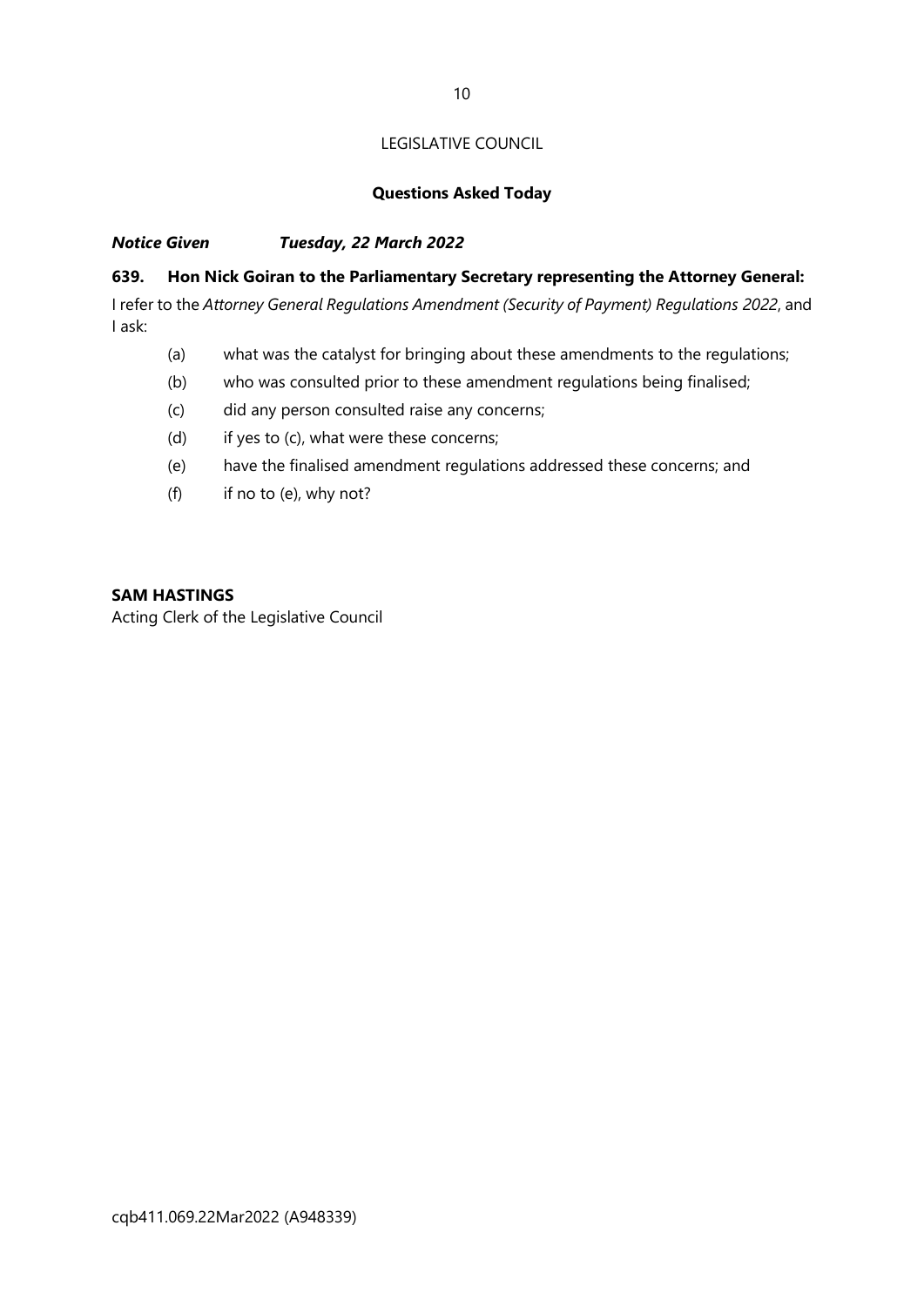LEGISLATIVE COUNCIL

**Questions Asked Today**

***Notice Given Tuesday, 22 March 2022***

**639. Hon Nick Goiran to the Parliamentary Secretary representing the Attorney General:**

I refer to the *Attorney General Regulations Amendment (Security of Payment) Regulations 2022*, and I ask:

(a) what was the catalyst for bringing about these amendments to the regulations;

(b) who was consulted prior to these amendment regulations being finalised;

(c) did any person consulted raise any concerns;

(d) if yes to (c), what were these concerns;

(e) have the finalised amendment regulations addressed these concerns; and

(f) if no to (e), why not?

**SAM HASTINGS**
Acting Clerk of the Legislative Council

cqb411.069.22Mar2022 (A948339)